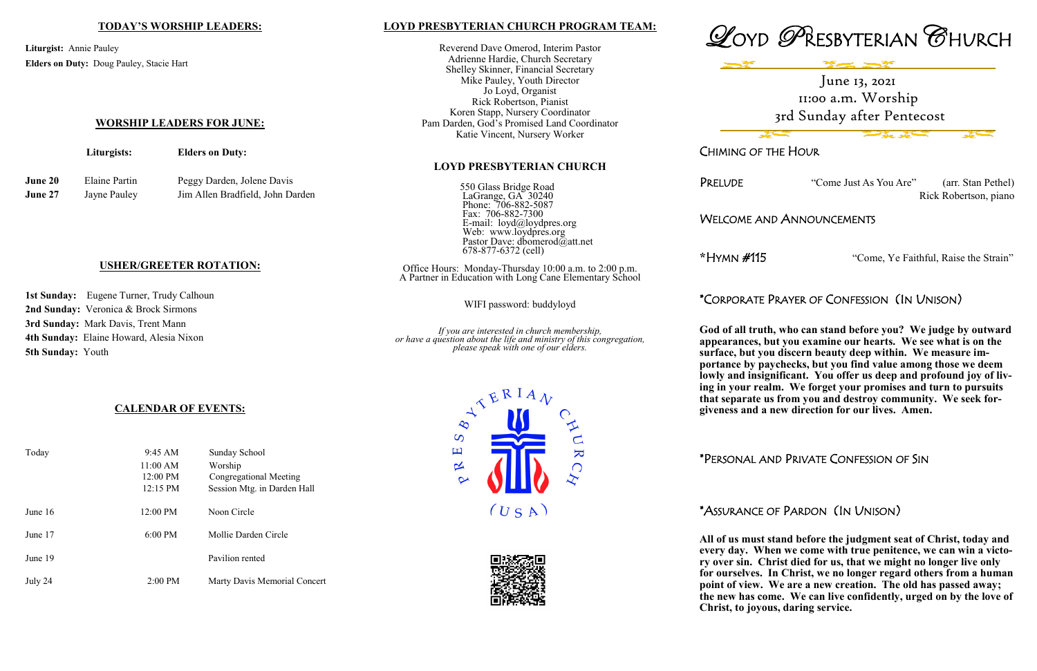## TODAY'S WORSHIP LEADERS:

**Liturgist:** Annie Pauley

**Elders on Duty:** Doug Pauley, Stacie Hart

## WORSHIP LEADERS FOR JUNE:

| | Liturgists: | Elders on Duty: |
|---|---|---|
| **June 20** | Elaine Partin | Peggy Darden, Jolene Davis |
| **June 27** | Jayne Pauley | Jim Allen Bradfield, John Darden |

## USHER/GREETER ROTATION:

**1st Sunday:** Eugene Turner, Trudy Calhoun
**2nd Sunday:** Veronica & Brock Sirmons
**3rd Sunday:** Mark Davis, Trent Mann
**4th Sunday:** Elaine Howard, Alesia Nixon
**5th Sunday:** Youth

## CALENDAR OF EVENTS:

| | | |
|---|---|---|
| Today | 9:45 AM | Sunday School |
| | 11:00 AM | Worship |
| | 12:00 PM | Congregational Meeting |
| | 12:15 PM | Session Mtg. in Darden Hall |
| June 16 | 12:00 PM | Noon Circle |
| June 17 | 6:00 PM | Mollie Darden Circle |
| June 19 | | Pavilion rented |
| July 24 | 2:00 PM | Marty Davis Memorial Concert |

## LOYD PRESBYTERIAN CHURCH PROGRAM TEAM:

Reverend Dave Omerod, Interim Pastor
Adrienne Hardie, Church Secretary
Shelley Skinner, Financial Secretary
Mike Pauley, Youth Director
Jo Loyd, Organist
Rick Robertson, Pianist
Koren Stapp, Nursery Coordinator
Pam Darden, God's Promised Land Coordinator
Katie Vincent, Nursery Worker

## LOYD PRESBYTERIAN CHURCH

550 Glass Bridge Road
LaGrange, GA 30240
Phone: 706-882-5087
Fax: 706-882-7300
E-mail: loyd@loydpres.org
Web: www.loydpres.org
Pastor Dave: dbomerod@att.net
678-877-6372 (cell)

Office Hours: Monday-Thursday 10:00 a.m. to 2:00 p.m.
A Partner in Education with Long Cane Elementary School

WIFI password: buddyloyd

*If you are interested in church membership, or have a question about the life and ministry of this congregation, please speak with one of our elders.*

# LOYD PRESBYTERIAN CHURCH

June 13, 2021
11:00 a.m. Worship
3rd Sunday after Pentecost

### CHIMING OF THE HOUR

### PRELUDE

"Come Just As You Are" (arr. Stan Pethel)
Rick Robertson, piano

### WELCOME AND ANNOUNCEMENTS

### *HYMN #115

"Come, Ye Faithful, Raise the Strain"

### *CORPORATE PRAYER OF CONFESSION (IN UNISON)

**God of all truth, who can stand before you? We judge by outward appearances, but you examine our hearts. We see what is on the surface, but you discern beauty deep within. We measure importance by paychecks, but you find value among those we deem lowly and insignificant. You offer us deep and profound joy of living in your realm. We forget your promises and turn to pursuits that separate us from you and destroy community. We seek forgiveness and a new direction for our lives. Amen.**

### *PERSONAL AND PRIVATE CONFESSION OF SIN

### *ASSURANCE OF PARDON (IN UNISON)

**All of us must stand before the judgment seat of Christ, today and every day. When we come with true penitence, we can win a victory over sin. Christ died for us, that we might no longer live only for ourselves. In Christ, we no longer regard others from a human point of view. We are a new creation. The old has passed away; the new has come. We can live confidently, urged on by the love of Christ, to joyous, daring service.**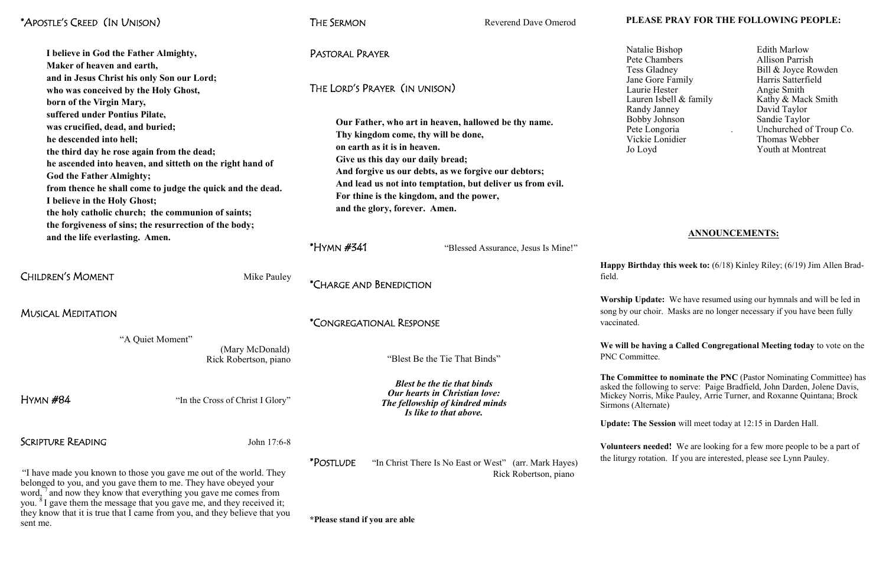## *Apostle's Creed (In Unison)

**I believe in God the Father Almighty,**
**Maker of heaven and earth,**
**and in Jesus Christ his only Son our Lord;**
**who was conceived by the Holy Ghost,**
**born of the Virgin Mary,**
**suffered under Pontius Pilate,**
**was crucified, dead, and buried;**
**he descended into hell;**
**the third day he rose again from the dead;**
**he ascended into heaven, and sitteth on the right hand of God the Father Almighty;**
**from thence he shall come to judge the quick and the dead.**
**I believe in the Holy Ghost;**
**the holy catholic church; the communion of saints;**
**the forgiveness of sins; the resurrection of the body;**
**and the life everlasting. Amen.**

## Children's Moment — Mike Pauley

## Musical Meditation

"A Quiet Moment" (Mary McDonald)
Rick Robertson, piano

## Hymn #84 — "In the Cross of Christ I Glory"

## Scripture Reading — John 17:6-8

"I have made you known to those you gave me out of the world. They belonged to you, and you gave them to me. They have obeyed your word, [7] and now they know that everything you gave me comes from you. [8] I gave them the message that you gave me, and they received it; they know that it is true that I came from you, and they believe that you sent me.

## The Sermon — Reverend Dave Omerod

## Pastoral Prayer

## The Lord's Prayer (In Unison)

**Our Father, who art in heaven, hallowed be thy name.**
**Thy kingdom come, thy will be done,**
**on earth as it is in heaven.**
**Give us this day our daily bread;**
**And forgive us our debts, as we forgive our debtors;**
**And lead us not into temptation, but deliver us from evil.**
**For thine is the kingdom, and the power,**
**and the glory, forever. Amen.**

## *Hymn #341 — "Blessed Assurance, Jesus Is Mine!"

## *Charge and Benediction

## *Congregational Response

"Blest Be the Tie That Binds"

***Blest be the tie that binds***
***Our hearts in Christian love:***
***The fellowship of kindred minds***
***Is like to that above.***

## *Postlude — "In Christ There Is No East or West" (arr. Mark Hayes)
Rick Robertson, piano

**\*Please stand if you are able**

## PLEASE PRAY FOR THE FOLLOWING PEOPLE:

| | |
|---|---|
| Natalie Bishop | Edith Marlow |
| Pete Chambers | Allison Parrish |
| Tess Gladney | Bill & Joyce Rowden |
| Jane Gore Family | Harris Satterfield |
| Laurie Hester | Angie Smith |
| Lauren Isbell & family | Kathy & Mack Smith |
| Randy Janney | David Taylor |
| Bobby Johnson | Sandie Taylor |
| Pete Longoria | Unchurched of Troup Co. |
| Vickie Lonidier | Thomas Webber |
| Jo Loyd | Youth at Montreat |

## ANNOUNCEMENTS:

**Happy Birthday this week to:** (6/18) Kinley Riley; (6/19) Jim Allen Bradfield.

**Worship Update:** We have resumed using our hymnals and will be led in song by our choir. Masks are no longer necessary if you have been fully vaccinated.

**We will be having a Called Congregational Meeting today** to vote on the PNC Committee.

**The Committee to nominate the PNC** (Pastor Nominating Committee) has asked the following to serve: Paige Bradfield, John Darden, Jolene Davis, Mickey Norris, Mike Pauley, Arrie Turner, and Roxanne Quintana; Brock Sirmons (Alternate)

**Update: The Session** will meet today at 12:15 in Darden Hall.

**Volunteers needed!** We are looking for a few more people to be a part of the liturgy rotation. If you are interested, please see Lynn Pauley.